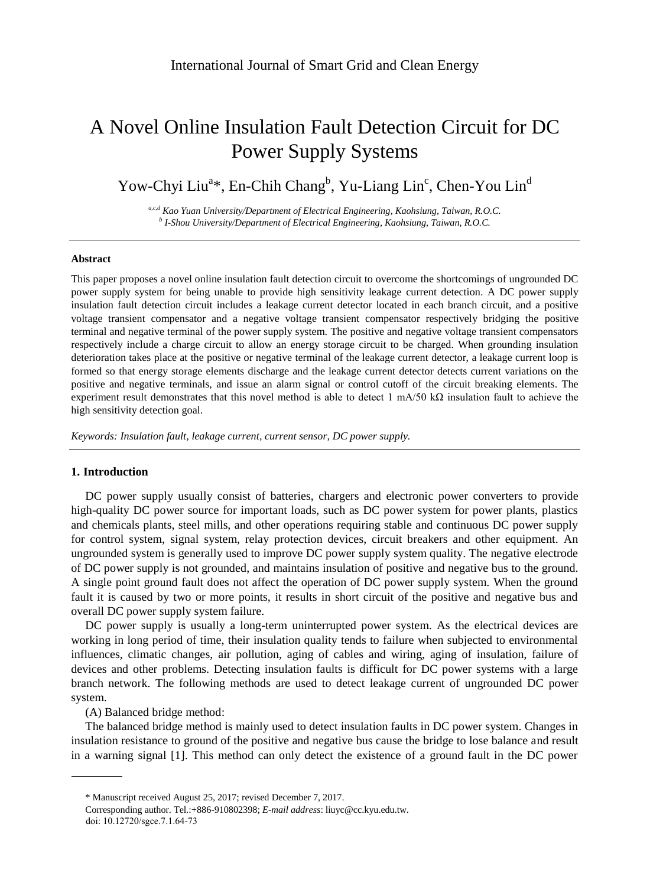International Journal of Smart Grid and Clean Energy

# A Novel Online Insulation Fault Detection Circuit for DC Power Supply Systems

Yow-Chyi Liu[a]*, En-Chih Chang[b], Yu-Liang Lin[c], Chen-You Lin[d]

*[a,c,d] Kao Yuan University/Department of Electrical Engineering, Kaohsiung, Taiwan, R.O.C.*
*[b] I-Shou University/Department of Electrical Engineering, Kaohsiung, Taiwan, R.O.C.*

---

**Abstract**

This paper proposes a novel online insulation fault detection circuit to overcome the shortcomings of ungrounded DC power supply system for being unable to provide high sensitivity leakage current detection. A DC power supply insulation fault detection circuit includes a leakage current detector located in each branch circuit, and a positive voltage transient compensator and a negative voltage transient compensator respectively bridging the positive terminal and negative terminal of the power supply system. The positive and negative voltage transient compensators respectively include a charge circuit to allow an energy storage circuit to be charged. When grounding insulation deterioration takes place at the positive or negative terminal of the leakage current detector, a leakage current loop is formed so that energy storage elements discharge and the leakage current detector detects current variations on the positive and negative terminals, and issue an alarm signal or control cutoff of the circuit breaking elements. The experiment result demonstrates that this novel method is able to detect 1 mA/50 kΩ insulation fault to achieve the high sensitivity detection goal.

*Keywords: Insulation fault, leakage current, current sensor, DC power supply.*

---

## 1. Introduction

DC power supply usually consist of batteries, chargers and electronic power converters to provide high-quality DC power source for important loads, such as DC power system for power plants, plastics and chemicals plants, steel mills, and other operations requiring stable and continuous DC power supply for control system, signal system, relay protection devices, circuit breakers and other equipment. An ungrounded system is generally used to improve DC power supply system quality. The negative electrode of DC power supply is not grounded, and maintains insulation of positive and negative bus to the ground. A single point ground fault does not affect the operation of DC power supply system. When the ground fault it is caused by two or more points, it results in short circuit of the positive and negative bus and overall DC power supply system failure.

DC power supply is usually a long-term uninterrupted power system. As the electrical devices are working in long period of time, their insulation quality tends to failure when subjected to environmental influences, climatic changes, air pollution, aging of cables and wiring, aging of insulation, failure of devices and other problems. Detecting insulation faults is difficult for DC power systems with a large branch network. The following methods are used to detect leakage current of ungrounded DC power system.

(A) Balanced bridge method:

The balanced bridge method is mainly used to detect insulation faults in DC power system. Changes in insulation resistance to ground of the positive and negative bus cause the bridge to lose balance and result in a warning signal [1]. This method can only detect the existence of a ground fault in the DC power

---

\* Manuscript received August 25, 2017; revised December 7, 2017.

Corresponding author. Tel.:+886-910802398; *E-mail address*: liuyc@cc.kyu.edu.tw.

doi: 10.12720/sgce.7.1.64-73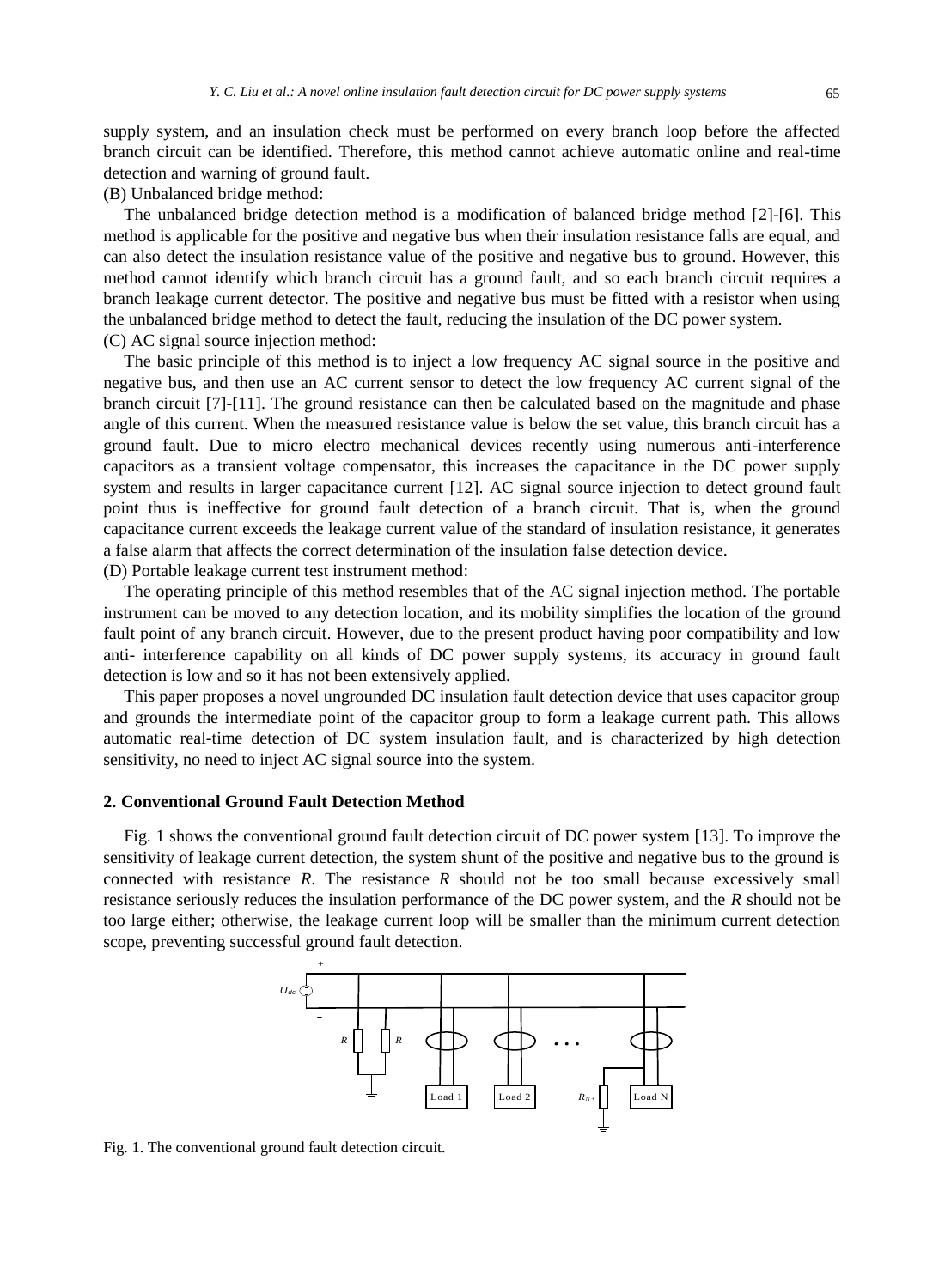supply system, and an insulation check must be performed on every branch loop before the affected branch circuit can be identified. Therefore, this method cannot achieve automatic online and real-time detection and warning of ground fault.

(B) Unbalanced bridge method:

The unbalanced bridge detection method is a modification of balanced bridge method [2]-[6]. This method is applicable for the positive and negative bus when their insulation resistance falls are equal, and can also detect the insulation resistance value of the positive and negative bus to ground. However, this method cannot identify which branch circuit has a ground fault, and so each branch circuit requires a branch leakage current detector. The positive and negative bus must be fitted with a resistor when using the unbalanced bridge method to detect the fault, reducing the insulation of the DC power system.

(C) AC signal source injection method:

The basic principle of this method is to inject a low frequency AC signal source in the positive and negative bus, and then use an AC current sensor to detect the low frequency AC current signal of the branch circuit [7]-[11]. The ground resistance can then be calculated based on the magnitude and phase angle of this current. When the measured resistance value is below the set value, this branch circuit has a ground fault. Due to micro electro mechanical devices recently using numerous anti-interference capacitors as a transient voltage compensator, this increases the capacitance in the DC power supply system and results in larger capacitance current [12]. AC signal source injection to detect ground fault point thus is ineffective for ground fault detection of a branch circuit. That is, when the ground capacitance current exceeds the leakage current value of the standard of insulation resistance, it generates a false alarm that affects the correct determination of the insulation false detection device.

(D) Portable leakage current test instrument method:

The operating principle of this method resembles that of the AC signal injection method. The portable instrument can be moved to any detection location, and its mobility simplifies the location of the ground fault point of any branch circuit. However, due to the present product having poor compatibility and low anti- interference capability on all kinds of DC power supply systems, its accuracy in ground fault detection is low and so it has not been extensively applied.

This paper proposes a novel ungrounded DC insulation fault detection device that uses capacitor group and grounds the intermediate point of the capacitor group to form a leakage current path. This allows automatic real-time detection of DC system insulation fault, and is characterized by high detection sensitivity, no need to inject AC signal source into the system.

## 2. Conventional Ground Fault Detection Method

Fig. 1 shows the conventional ground fault detection circuit of DC power system [13]. To improve the sensitivity of leakage current detection, the system shunt of the positive and negative bus to the ground is connected with resistance *R*. The resistance *R* should not be too small because excessively small resistance seriously reduces the insulation performance of the DC power system, and the *R* should not be too large either; otherwise, the leakage current loop will be smaller than the minimum current detection scope, preventing successful ground fault detection.

+
$U_{dc}$
-
$R$
$R$
Load 1
Load 2
...
$R_{N+}$
Load N

Fig. 1. The conventional ground fault detection circuit.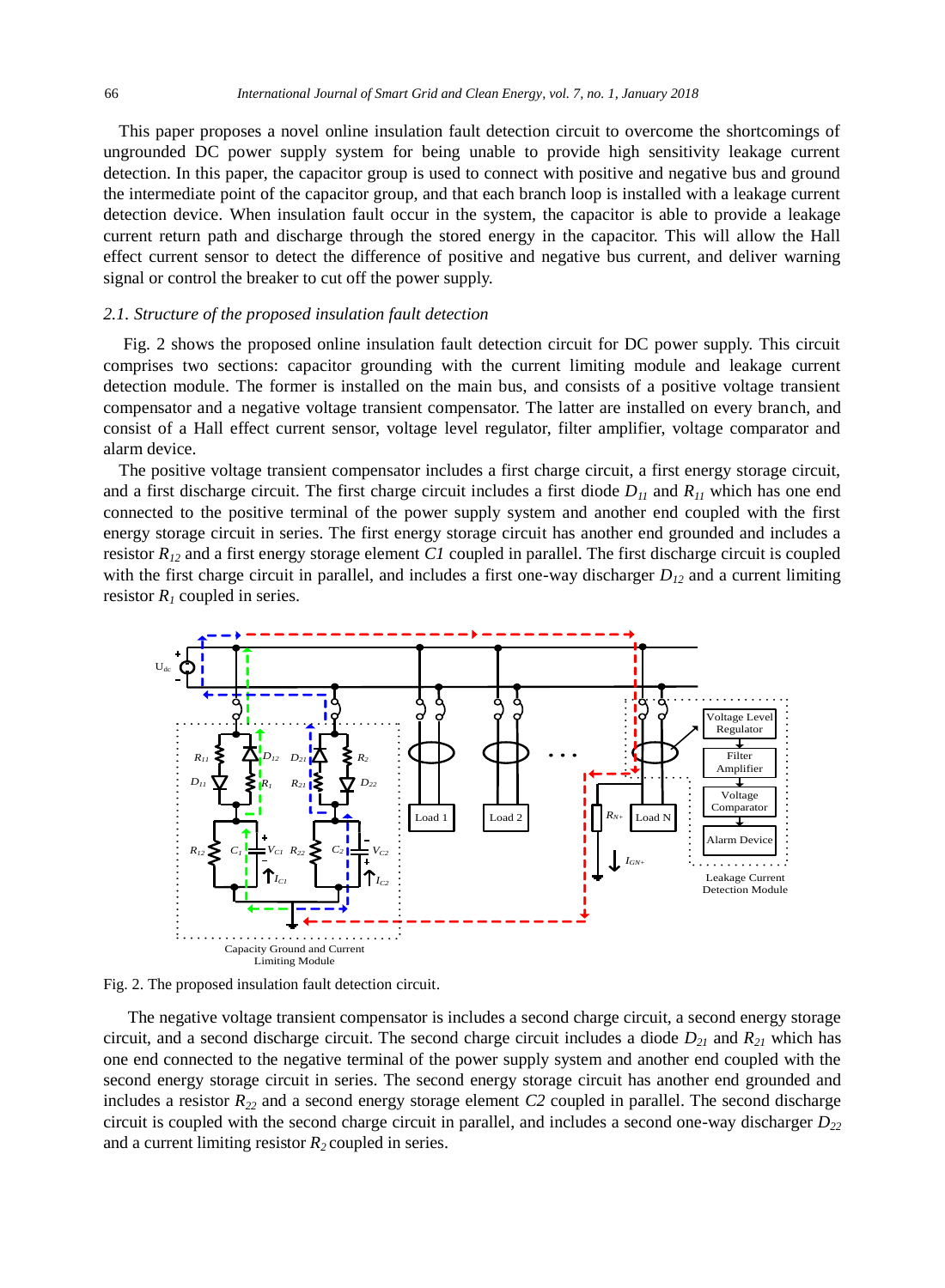This paper proposes a novel online insulation fault detection circuit to overcome the shortcomings of ungrounded DC power supply system for being unable to provide high sensitivity leakage current detection. In this paper, the capacitor group is used to connect with positive and negative bus and ground the intermediate point of the capacitor group, and that each branch loop is installed with a leakage current detection device. When insulation fault occur in the system, the capacitor is able to provide a leakage current return path and discharge through the stored energy in the capacitor. This will allow the Hall effect current sensor to detect the difference of positive and negative bus current, and deliver warning signal or control the breaker to cut off the power supply.

### *2.1. Structure of the proposed insulation fault detection*

Fig. 2 shows the proposed online insulation fault detection circuit for DC power supply. This circuit comprises two sections: capacitor grounding with the current limiting module and leakage current detection module. The former is installed on the main bus, and consists of a positive voltage transient compensator and a negative voltage transient compensator. The latter are installed on every branch, and consist of a Hall effect current sensor, voltage level regulator, filter amplifier, voltage comparator and alarm device.

The positive voltage transient compensator includes a first charge circuit, a first energy storage circuit, and a first discharge circuit. The first charge circuit includes a first diode $D_{11}$ and $R_{11}$ which has one end connected to the positive terminal of the power supply system and another end coupled with the first energy storage circuit in series. The first energy storage circuit has another end grounded and includes a resistor $R_{12}$ and a first energy storage element *C1* coupled in parallel. The first discharge circuit is coupled with the first charge circuit in parallel, and includes a first one-way discharger $D_{12}$ and a current limiting resistor $R_1$ coupled in series.

Fig. 2. The proposed insulation fault detection circuit.

The negative voltage transient compensator is includes a second charge circuit, a second energy storage circuit, and a second discharge circuit. The second charge circuit includes a diode $D_{21}$ and $R_{21}$ which has one end connected to the negative terminal of the power supply system and another end coupled with the second energy storage circuit in series. The second energy storage circuit has another end grounded and includes a resistor $R_{22}$ and a second energy storage element *C2* coupled in parallel. The second discharge circuit is coupled with the second charge circuit in parallel, and includes a second one-way discharger $D_{22}$ and a current limiting resistor $R_2$ coupled in series.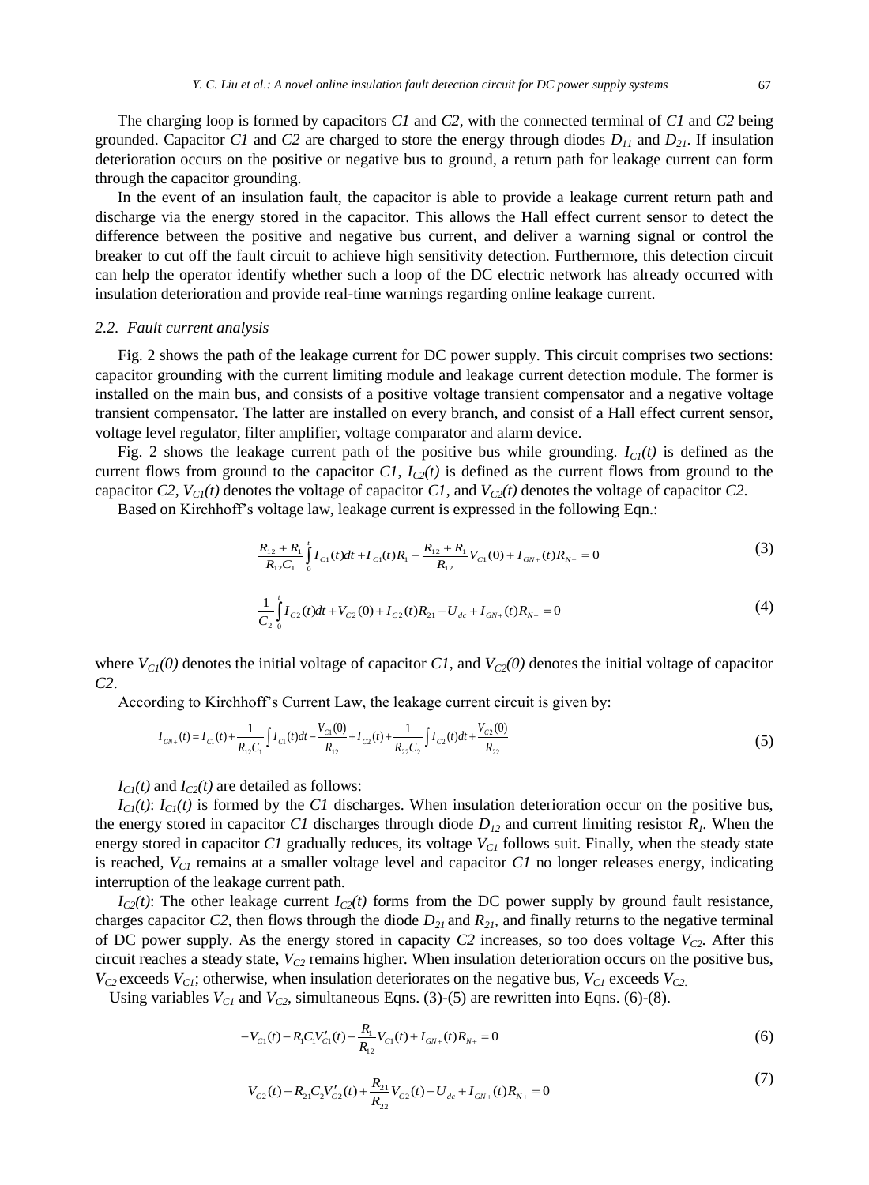The charging loop is formed by capacitors *C1* and *C2*, with the connected terminal of *C1* and *C2* being grounded. Capacitor *C1* and *C2* are charged to store the energy through diodes $D_{11}$ and $D_{21}$. If insulation deterioration occurs on the positive or negative bus to ground, a return path for leakage current can form through the capacitor grounding.

In the event of an insulation fault, the capacitor is able to provide a leakage current return path and discharge via the energy stored in the capacitor. This allows the Hall effect current sensor to detect the difference between the positive and negative bus current, and deliver a warning signal or control the breaker to cut off the fault circuit to achieve high sensitivity detection. Furthermore, this detection circuit can help the operator identify whether such a loop of the DC electric network has already occurred with insulation deterioration and provide real-time warnings regarding online leakage current.

### 2.2. Fault current analysis

Fig. 2 shows the path of the leakage current for DC power supply. This circuit comprises two sections: capacitor grounding with the current limiting module and leakage current detection module. The former is installed on the main bus, and consists of a positive voltage transient compensator and a negative voltage transient compensator. The latter are installed on every branch, and consist of a Hall effect current sensor, voltage level regulator, filter amplifier, voltage comparator and alarm device.

Fig. 2 shows the leakage current path of the positive bus while grounding. $I_{C1}(t)$ is defined as the current flows from ground to the capacitor *C1*, $I_{C2}(t)$ is defined as the current flows from ground to the capacitor *C2*, $V_{C1}(t)$ denotes the voltage of capacitor *C1*, and $V_{C2}(t)$ denotes the voltage of capacitor *C2*.

Based on Kirchhoff's voltage law, leakage current is expressed in the following Eqn.:

$$\frac{R_{12}+R_1}{R_{12}C_1}\int_0^t I_{C1}(t)dt + I_{C1}(t)R_1 - \frac{R_{12}+R_1}{R_{12}}V_{C1}(0) + I_{GN+}(t)R_{N+} = 0 \tag{3}$$

$$\frac{1}{C_2}\int_0^t I_{C2}(t)dt + V_{C2}(0) + I_{C2}(t)R_{21} - U_{dc} + I_{GN+}(t)R_{N+} = 0 \tag{4}$$

where $V_{C1}(0)$ denotes the initial voltage of capacitor *C1*, and $V_{C2}(0)$ denotes the initial voltage of capacitor *C2*.

According to Kirchhoff's Current Law, the leakage current circuit is given by:

$$I_{GN+}(t) = I_{C1}(t) + \frac{1}{R_{12}C_1}\int I_{C1}(t)dt - \frac{V_{C1}(0)}{R_{12}} + I_{C2}(t) + \frac{1}{R_{22}C_2}\int I_{C2}(t)dt + \frac{V_{C2}(0)}{R_{22}} \tag{5}$$

$I_{C1}(t)$ and $I_{C2}(t)$ are detailed as follows:

$I_{C1}(t)$: $I_{C1}(t)$ is formed by the *C1* discharges. When insulation deterioration occur on the positive bus, the energy stored in capacitor *C1* discharges through diode $D_{12}$ and current limiting resistor $R_1$. When the energy stored in capacitor *C1* gradually reduces, its voltage $V_{C1}$ follows suit. Finally, when the steady state is reached, $V_{C1}$ remains at a smaller voltage level and capacitor *C1* no longer releases energy, indicating interruption of the leakage current path.

$I_{C2}(t)$: The other leakage current $I_{C2}(t)$ forms from the DC power supply by ground fault resistance, charges capacitor *C2*, then flows through the diode $D_{21}$ and $R_{21}$, and finally returns to the negative terminal of DC power supply. As the energy stored in capacity *C2* increases, so too does voltage $V_{C2}$. After this circuit reaches a steady state, $V_{C2}$ remains higher. When insulation deterioration occurs on the positive bus, $V_{C2}$ exceeds $V_{C1}$; otherwise, when insulation deteriorates on the negative bus, $V_{C1}$ exceeds $V_{C2}$.

Using variables $V_{C1}$ and $V_{C2}$, simultaneous Eqns. (3)-(5) are rewritten into Eqns. (6)-(8).

$$-V_{C1}(t) - R_1C_1V'_{C1}(t) - \frac{R_1}{R_{12}}V_{C1}(t) + I_{GN+}(t)R_{N+} = 0 \tag{6}$$

$$V_{C2}(t) + R_{21}C_2V'_{C2}(t) + \frac{R_{21}}{R_{22}}V_{C2}(t) - U_{dc} + I_{GN+}(t)R_{N+} = 0 \tag{7}$$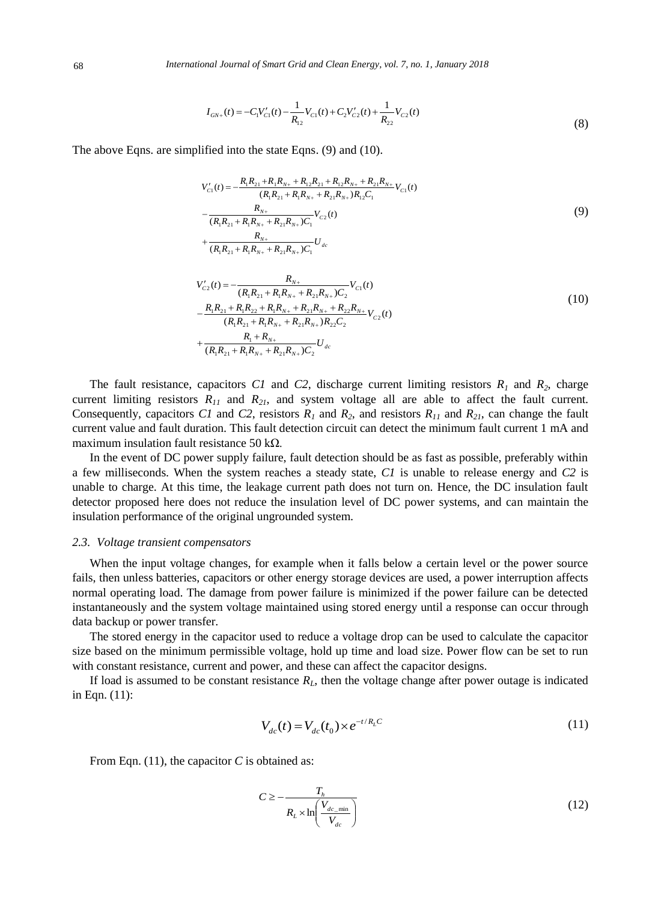$$I_{GN+}(t) = -C_1V'_{C1}(t) - \frac{1}{R_{12}}V_{C1}(t) + C_2V'_{C2}(t) + \frac{1}{R_{22}}V_{C2}(t) \tag{8}$$

The above Eqns. are simplified into the state Eqns. (9) and (10).

$$\begin{aligned} V'_{C1}(t) = &-\frac{R_1R_{21} + R_1R_{N+} + R_{12}R_{21} + R_{12}R_{N+} + R_{21}R_{N+}}{(R_1R_{21} + R_1R_{N+} + R_{21}R_{N+})R_{12}C_1}V_{C1}(t) \\ &-\frac{R_{N+}}{(R_1R_{21} + R_1R_{N+} + R_{21}R_{N+})C_1}V_{C2}(t) \\ &+\frac{R_{N+}}{(R_1R_{21} + R_1R_{N+} + R_{21}R_{N+})C_1}U_{dc} \end{aligned} \tag{9}$$

$$\begin{aligned} V'_{C2}(t) = &-\frac{R_{N+}}{(R_1R_{21} + R_1R_{N+} + R_{21}R_{N+})C_2}V_{C1}(t) \\ &-\frac{R_1R_{21} + R_1R_{22} + R_1R_{N+} + R_{21}R_{N+} + R_{22}R_{N+}}{(R_1R_{21} + R_1R_{N+} + R_{21}R_{N+})R_{22}C_2}V_{C2}(t) \\ &+\frac{R_1 + R_{N+}}{(R_1R_{21} + R_1R_{N+} + R_{21}R_{N+})C_2}U_{dc} \end{aligned} \tag{10}$$

The fault resistance, capacitors *C1* and *C2*, discharge current limiting resistors $R_1$ and $R_2$, charge current limiting resistors $R_{11}$ and $R_{21}$, and system voltage all are able to affect the fault current. Consequently, capacitors *C1* and *C2*, resistors $R_1$ and $R_2$, and resistors $R_{11}$ and $R_{21}$, can change the fault current value and fault duration. This fault detection circuit can detect the minimum fault current 1 mA and maximum insulation fault resistance 50 kΩ.

In the event of DC power supply failure, fault detection should be as fast as possible, preferably within a few milliseconds. When the system reaches a steady state, *C1* is unable to release energy and *C2* is unable to charge. At this time, the leakage current path does not turn on. Hence, the DC insulation fault detector proposed here does not reduce the insulation level of DC power systems, and can maintain the insulation performance of the original ungrounded system.

### *2.3. Voltage transient compensators*

When the input voltage changes, for example when it falls below a certain level or the power source fails, then unless batteries, capacitors or other energy storage devices are used, a power interruption affects normal operating load. The damage from power failure is minimized if the power failure can be detected instantaneously and the system voltage maintained using stored energy until a response can occur through data backup or power transfer.

The stored energy in the capacitor used to reduce a voltage drop can be used to calculate the capacitor size based on the minimum permissible voltage, hold up time and load size. Power flow can be set to run with constant resistance, current and power, and these can affect the capacitor designs.

If load is assumed to be constant resistance $R_L$, then the voltage change after power outage is indicated in Eqn. (11):

$$V_{dc}(t) = V_{dc}(t_0) \times e^{-t/R_LC} \tag{11}$$

From Eqn. (11), the capacitor *C* is obtained as:

$$C \geq -\frac{T_h}{R_L \times \ln\left(\frac{V_{dc\_\min}}{V_{dc}}\right)} \tag{12}$$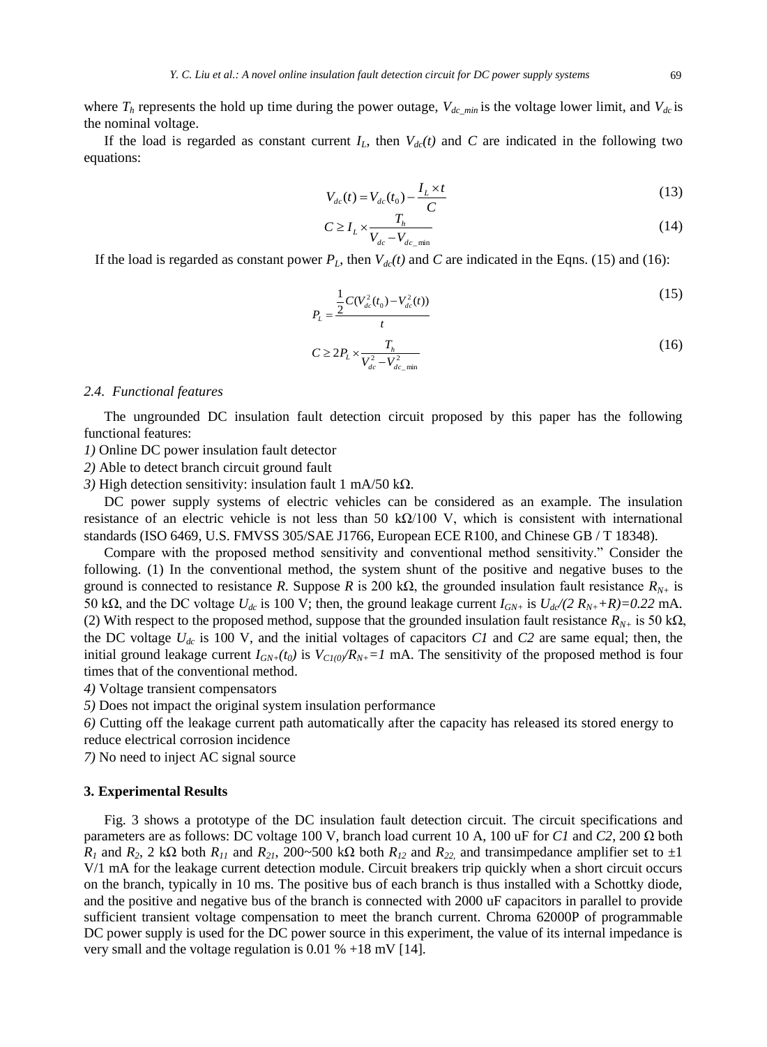where $T_h$ represents the hold up time during the power outage, $V_{dc\_min}$ is the voltage lower limit, and $V_{dc}$ is the nominal voltage.

If the load is regarded as constant current $I_L$, then $V_{dc}(t)$ and $C$ are indicated in the following two equations:

$$V_{dc}(t) = V_{dc}(t_0) - \frac{I_L \times t}{C} \tag{13}$$

$$C \geq I_L \times \frac{T_h}{V_{dc} - V_{dc\_\min}} \tag{14}$$

If the load is regarded as constant power $P_L$, then $V_{dc}(t)$ and $C$ are indicated in the Eqns. (15) and (16):

$$P_L = \frac{\frac{1}{2}C(V_{dc}^2(t_0) - V_{dc}^2(t))}{t} \tag{15}$$

$$C \geq 2P_L \times \frac{T_h}{V_{dc}^2 - V_{dc\_\min}^2} \tag{16}$$

### 2.4. *Functional features*

The ungrounded DC insulation fault detection circuit proposed by this paper has the following functional features:

*1)* Online DC power insulation fault detector

*2)* Able to detect branch circuit ground fault

*3)* High detection sensitivity: insulation fault 1 mA/50 kΩ.

DC power supply systems of electric vehicles can be considered as an example. The insulation resistance of an electric vehicle is not less than 50 kΩ/100 V, which is consistent with international standards (ISO 6469, U.S. FMVSS 305/SAE J1766, European ECE R100, and Chinese GB / T 18348).

Compare with the proposed method sensitivity and conventional method sensitivity." Consider the following. (1) In the conventional method, the system shunt of the positive and negative buses to the ground is connected to resistance $R$. Suppose $R$ is 200 kΩ, the grounded insulation fault resistance $R_{N+}$ is 50 kΩ, and the DC voltage $U_{dc}$ is 100 V; then, the ground leakage current $I_{GN+}$ is $U_{dc}/(2\,R_{N+}+R)=0.22$ mA. (2) With respect to the proposed method, suppose that the grounded insulation fault resistance $R_{N+}$ is 50 kΩ, the DC voltage $U_{dc}$ is 100 V, and the initial voltages of capacitors *C1* and *C2* are same equal; then, the initial ground leakage current $I_{GN+}(t_0)$ is $V_{C1(0)}/R_{N+}=1$ mA. The sensitivity of the proposed method is four times that of the conventional method.

*4)* Voltage transient compensators

*5)* Does not impact the original system insulation performance

*6)* Cutting off the leakage current path automatically after the capacity has released its stored energy to reduce electrical corrosion incidence

*7)* No need to inject AC signal source

## 3. Experimental Results

Fig. 3 shows a prototype of the DC insulation fault detection circuit. The circuit specifications and parameters are as follows: DC voltage 100 V, branch load current 10 A, 100 uF for *C1* and *C2*, 200 Ω both $R_1$ and $R_2$, 2 kΩ both $R_{11}$ and $R_{21}$, 200~500 kΩ both $R_{12}$ and $R_{22}$, and transimpedance amplifier set to ±1 V/1 mA for the leakage current detection module. Circuit breakers trip quickly when a short circuit occurs on the branch, typically in 10 ms. The positive bus of each branch is thus installed with a Schottky diode, and the positive and negative bus of the branch is connected with 2000 uF capacitors in parallel to provide sufficient transient voltage compensation to meet the branch current. Chroma 62000P of programmable DC power supply is used for the DC power source in this experiment, the value of its internal impedance is very small and the voltage regulation is 0.01 % +18 mV [14].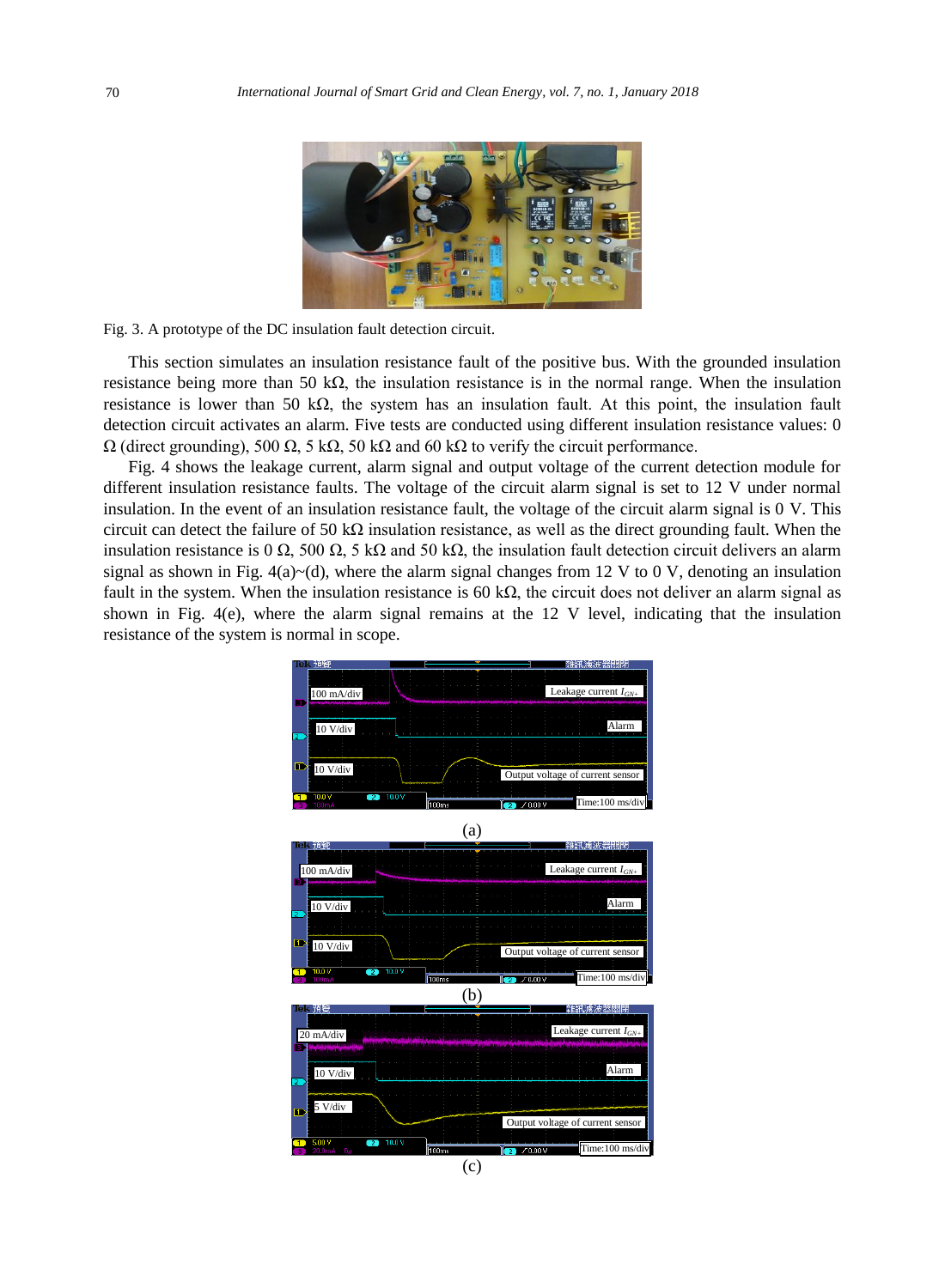Fig. 3. A prototype of the DC insulation fault detection circuit.

This section simulates an insulation resistance fault of the positive bus. With the grounded insulation resistance being more than 50 kΩ, the insulation resistance is in the normal range. When the insulation resistance is lower than 50 kΩ, the system has an insulation fault. At this point, the insulation fault detection circuit activates an alarm. Five tests are conducted using different insulation resistance values: 0 Ω (direct grounding), 500 Ω, 5 kΩ, 50 kΩ and 60 kΩ to verify the circuit performance.

Fig. 4 shows the leakage current, alarm signal and output voltage of the current detection module for different insulation resistance faults. The voltage of the circuit alarm signal is set to 12 V under normal insulation. In the event of an insulation resistance fault, the voltage of the circuit alarm signal is 0 V. This circuit can detect the failure of 50 kΩ insulation resistance, as well as the direct grounding fault. When the insulation resistance is 0 Ω, 500 Ω, 5 kΩ and 50 kΩ, the insulation fault detection circuit delivers an alarm signal as shown in Fig. 4(a)~(d), where the alarm signal changes from 12 V to 0 V, denoting an insulation fault in the system. When the insulation resistance is 60 kΩ, the circuit does not deliver an alarm signal as shown in Fig. 4(e), where the alarm signal remains at the 12 V level, indicating that the insulation resistance of the system is normal in scope.

(a)

(b)

(c)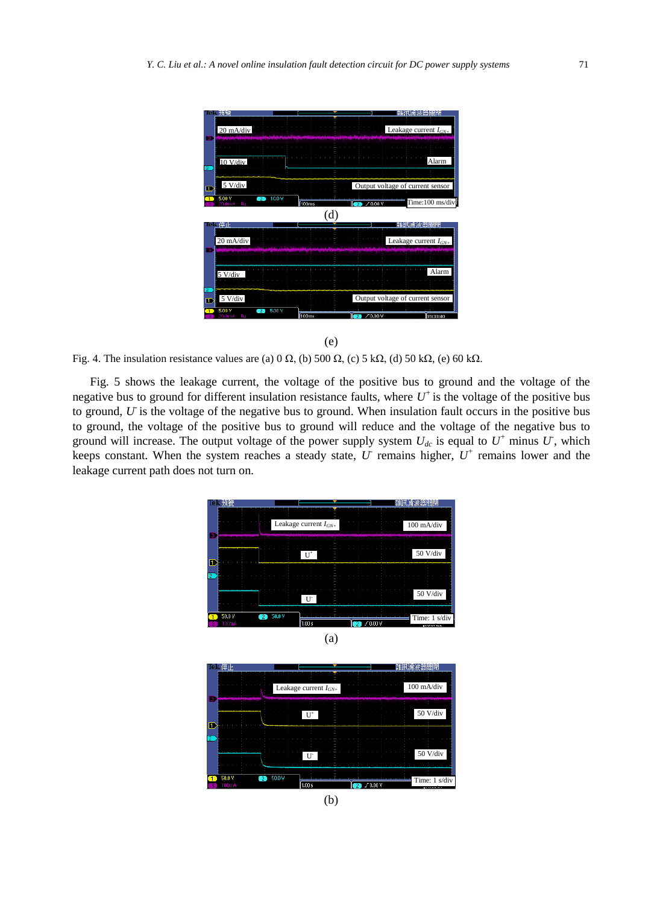(d)

(e)

Fig. 4. The insulation resistance values are (a) 0 Ω, (b) 500 Ω, (c) 5 kΩ, (d) 50 kΩ, (e) 60 kΩ.

Fig. 5 shows the leakage current, the voltage of the positive bus to ground and the voltage of the negative bus to ground for different insulation resistance faults, where $U^+$ is the voltage of the positive bus to ground, $U^-$ is the voltage of the negative bus to ground. When insulation fault occurs in the positive bus to ground, the voltage of the positive bus to ground will reduce and the voltage of the negative bus to ground will increase. The output voltage of the power supply system $U_{dc}$ is equal to $U^+$ minus $U^-$, which keeps constant. When the system reaches a steady state, $U^-$ remains higher, $U^+$ remains lower and the leakage current path does not turn on.

(a)

(b)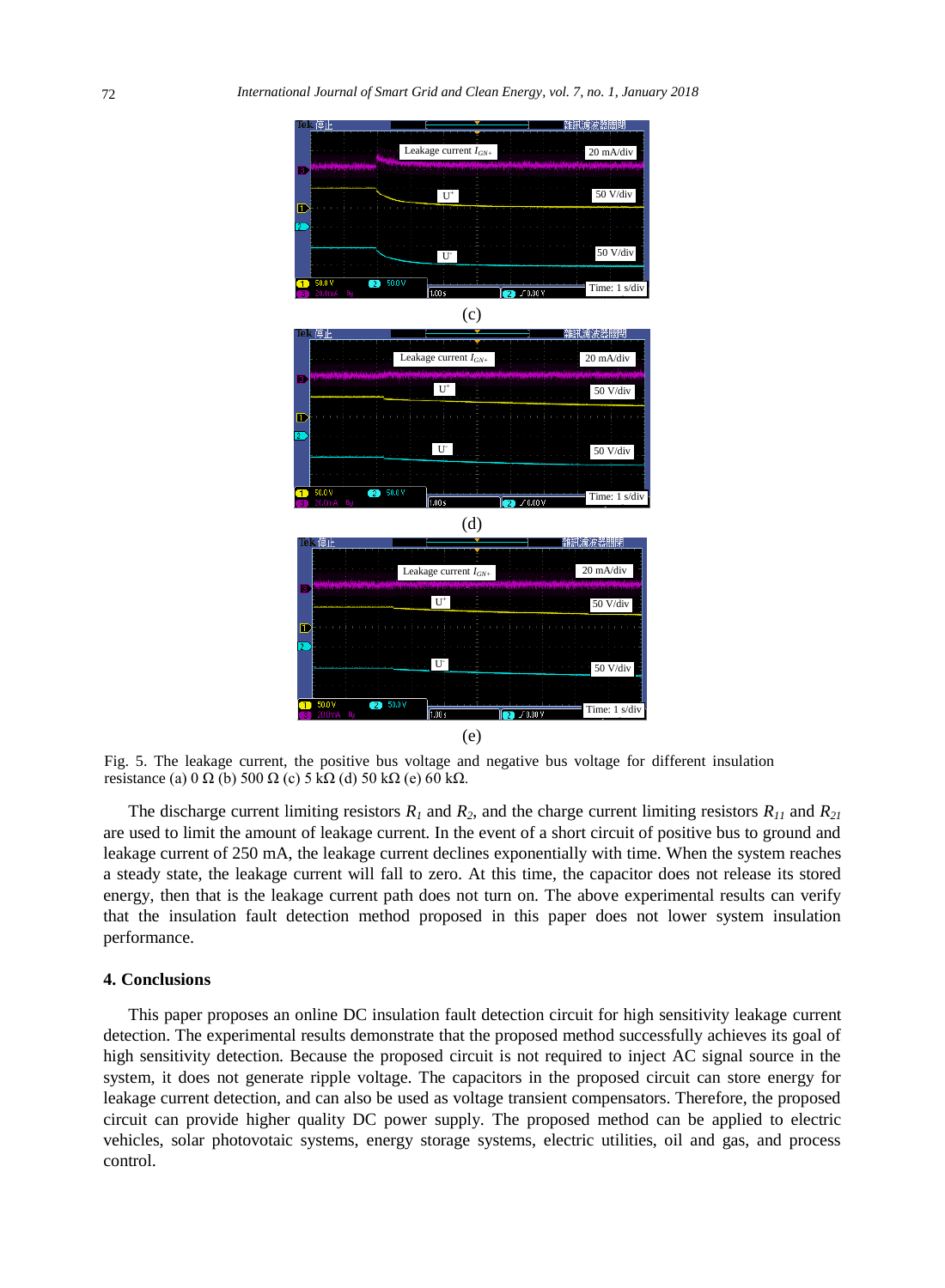(c)

(d)

(e)

Fig. 5. The leakage current, the positive bus voltage and negative bus voltage for different insulation resistance (a) 0 Ω (b) 500 Ω (c) 5 kΩ (d) 50 kΩ (e) 60 kΩ.

The discharge current limiting resistors $R_1$ and $R_2$, and the charge current limiting resistors $R_{11}$ and $R_{21}$ are used to limit the amount of leakage current. In the event of a short circuit of positive bus to ground and leakage current of 250 mA, the leakage current declines exponentially with time. When the system reaches a steady state, the leakage current will fall to zero. At this time, the capacitor does not release its stored energy, then that is the leakage current path does not turn on. The above experimental results can verify that the insulation fault detection method proposed in this paper does not lower system insulation performance.

## 4. Conclusions

This paper proposes an online DC insulation fault detection circuit for high sensitivity leakage current detection. The experimental results demonstrate that the proposed method successfully achieves its goal of high sensitivity detection. Because the proposed circuit is not required to inject AC signal source in the system, it does not generate ripple voltage. The capacitors in the proposed circuit can store energy for leakage current detection, and can also be used as voltage transient compensators. Therefore, the proposed circuit can provide higher quality DC power supply. The proposed method can be applied to electric vehicles, solar photovotaic systems, energy storage systems, electric utilities, oil and gas, and process control.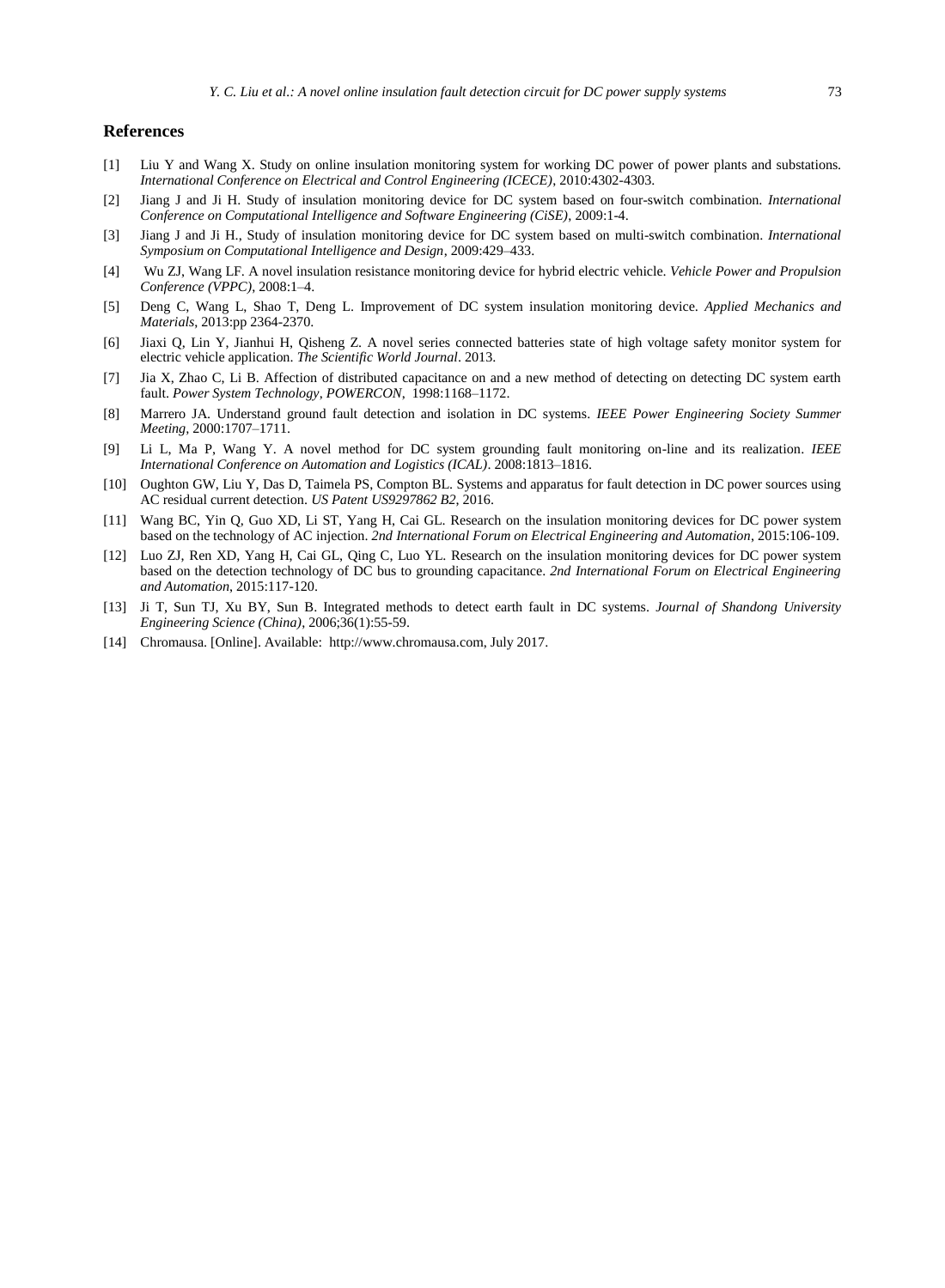## References

[1] Liu Y and Wang X. Study on online insulation monitoring system for working DC power of power plants and substations. *International Conference on Electrical and Control Engineering (ICECE)*, 2010:4302-4303.

[2] Jiang J and Ji H. Study of insulation monitoring device for DC system based on four-switch combination. *International Conference on Computational Intelligence and Software Engineering (CiSE)*, 2009:1-4.

[3] Jiang J and Ji H., Study of insulation monitoring device for DC system based on multi-switch combination. *International Symposium on Computational Intelligence and Design*, 2009:429–433.

[4] Wu ZJ, Wang LF. A novel insulation resistance monitoring device for hybrid electric vehicle. *Vehicle Power and Propulsion Conference (VPPC)*, 2008:1–4.

[5] Deng C, Wang L, Shao T, Deng L. Improvement of DC system insulation monitoring device. *Applied Mechanics and Materials*, 2013:pp 2364-2370.

[6] Jiaxi Q, Lin Y, Jianhui H, Qisheng Z. A novel series connected batteries state of high voltage safety monitor system for electric vehicle application. *The Scientific World Journal*. 2013.

[7] Jia X, Zhao C, Li B. Affection of distributed capacitance on and a new method of detecting on detecting DC system earth fault. *Power System Technology, POWERCON*, 1998:1168–1172.

[8] Marrero JA. Understand ground fault detection and isolation in DC systems. *IEEE Power Engineering Society Summer Meeting*, 2000:1707–1711.

[9] Li L, Ma P, Wang Y. A novel method for DC system grounding fault monitoring on-line and its realization. *IEEE International Conference on Automation and Logistics (ICAL)*. 2008:1813–1816.

[10] Oughton GW, Liu Y, Das D, Taimela PS, Compton BL. Systems and apparatus for fault detection in DC power sources using AC residual current detection. *US Patent US9297862 B2*, 2016.

[11] Wang BC, Yin Q, Guo XD, Li ST, Yang H, Cai GL. Research on the insulation monitoring devices for DC power system based on the technology of AC injection. *2nd International Forum on Electrical Engineering and Automation*, 2015:106-109.

[12] Luo ZJ, Ren XD, Yang H, Cai GL, Qing C, Luo YL. Research on the insulation monitoring devices for DC power system based on the detection technology of DC bus to grounding capacitance. *2nd International Forum on Electrical Engineering and Automation*, 2015:117-120.

[13] Ji T, Sun TJ, Xu BY, Sun B. Integrated methods to detect earth fault in DC systems. *Journal of Shandong University Engineering Science (China)*, 2006;36(1):55-59.

[14] Chromausa. [Online]. Available: http://www.chromausa.com, July 2017.